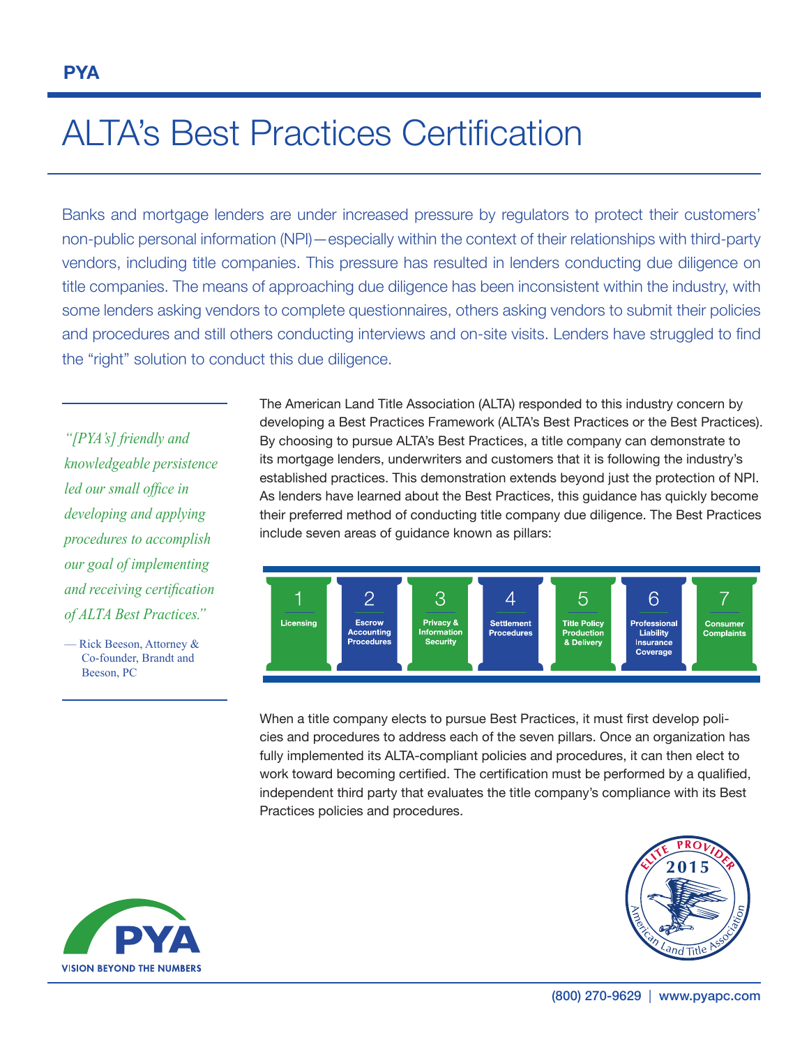**PYA**

# ALTA's Best Practices Certification

Banks and mortgage lenders are under increased pressure by regulators to protect their customers' non-public personal information (NPI)—especially within the context of their relationships with third-party vendors, including title companies. This pressure has resulted in lenders conducting due diligence on title companies. The means of approaching due diligence has been inconsistent within the industry, with some lenders asking vendors to complete questionnaires, others asking vendors to submit their policies and procedures and still others conducting interviews and on-site visits. Lenders have struggled to find the "right" solution to conduct this due diligence.

> *"[PYA's] friendly and knowledgeable persistence led our small office in developing and applying procedures to accomplish our goal of implementing and receiving certification of ALTA Best Practices."*
>
> — Rick Beeson, Attorney & Co-founder, Brandt and Beeson, PC

The American Land Title Association (ALTA) responded to this industry concern by developing a Best Practices Framework (ALTA's Best Practices or the Best Practices). By choosing to pursue ALTA's Best Practices, a title company can demonstrate to its mortgage lenders, underwriters and customers that it is following the industry's established practices. This demonstration extends beyond just the protection of NPI. As lenders have learned about the Best Practices, this guidance has quickly become their preferred method of conducting title company due diligence. The Best Practices include seven areas of guidance known as pillars:

1. Licensing
2. Escrow Accounting Procedures
3. Privacy & Information Security
4. Settlement Procedures
5. Title Policy Production & Delivery
6. Professional Liability Insurance Coverage
7. Consumer Complaints

When a title company elects to pursue Best Practices, it must first develop policies and procedures to address each of the seven pillars. Once an organization has fully implemented its ALTA-compliant policies and procedures, it can then elect to work toward becoming certified. The certification must be performed by a qualified, independent third party that evaluates the title company's compliance with its Best Practices policies and procedures.

PYA
VISION BEYOND THE NUMBERS

ELITE PROVIDER 2015 American Land Title Association

(800) 270-9629 | www.pyapc.com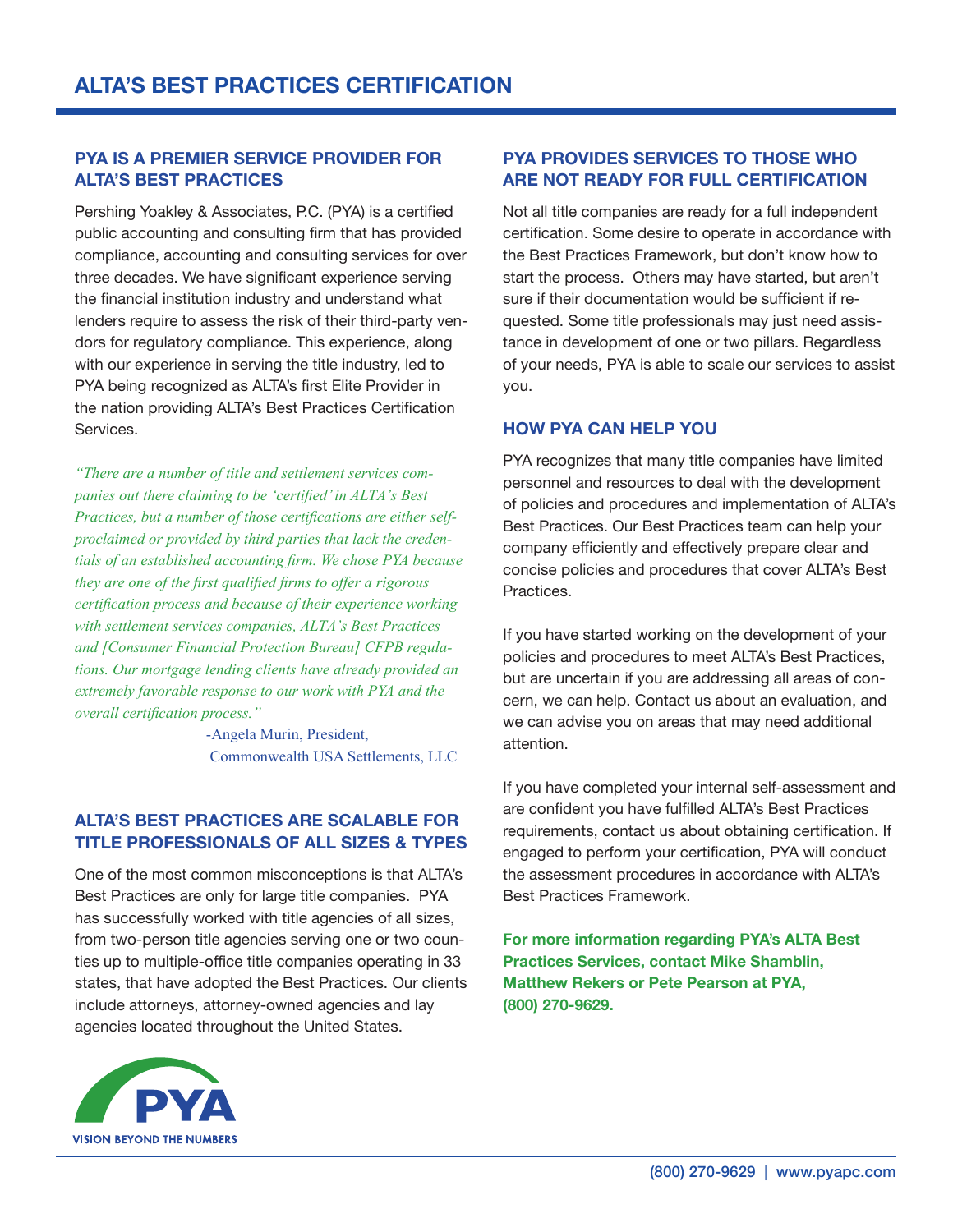# ALTA'S BEST PRACTICES CERTIFICATION

## PYA IS A PREMIER SERVICE PROVIDER FOR ALTA'S BEST PRACTICES

Pershing Yoakley & Associates, P.C. (PYA) is a certified public accounting and consulting firm that has provided compliance, accounting and consulting services for over three decades. We have significant experience serving the financial institution industry and understand what lenders require to assess the risk of their third-party vendors for regulatory compliance. This experience, along with our experience in serving the title industry, led to PYA being recognized as ALTA's first Elite Provider in the nation providing ALTA's Best Practices Certification Services.

*"There are a number of title and settlement services companies out there claiming to be 'certified' in ALTA's Best Practices, but a number of those certifications are either self-proclaimed or provided by third parties that lack the credentials of an established accounting firm. We chose PYA because they are one of the first qualified firms to offer a rigorous certification process and because of their experience working with settlement services companies, ALTA's Best Practices and [Consumer Financial Protection Bureau] CFPB regulations. Our mortgage lending clients have already provided an extremely favorable response to our work with PYA and the overall certification process."*

-Angela Murin, President,
Commonwealth USA Settlements, LLC

## ALTA'S BEST PRACTICES ARE SCALABLE FOR TITLE PROFESSIONALS OF ALL SIZES & TYPES

One of the most common misconceptions is that ALTA's Best Practices are only for large title companies. PYA has successfully worked with title agencies of all sizes, from two-person title agencies serving one or two counties up to multiple-office title companies operating in 33 states, that have adopted the Best Practices. Our clients include attorneys, attorney-owned agencies and lay agencies located throughout the United States.

## PYA PROVIDES SERVICES TO THOSE WHO ARE NOT READY FOR FULL CERTIFICATION

Not all title companies are ready for a full independent certification. Some desire to operate in accordance with the Best Practices Framework, but don't know how to start the process. Others may have started, but aren't sure if their documentation would be sufficient if requested. Some title professionals may just need assistance in development of one or two pillars. Regardless of your needs, PYA is able to scale our services to assist you.

## HOW PYA CAN HELP YOU

PYA recognizes that many title companies have limited personnel and resources to deal with the development of policies and procedures and implementation of ALTA's Best Practices. Our Best Practices team can help your company efficiently and effectively prepare clear and concise policies and procedures that cover ALTA's Best Practices.

If you have started working on the development of your policies and procedures to meet ALTA's Best Practices, but are uncertain if you are addressing all areas of concern, we can help. Contact us about an evaluation, and we can advise you on areas that may need additional attention.

If you have completed your internal self-assessment and are confident you have fulfilled ALTA's Best Practices requirements, contact us about obtaining certification. If engaged to perform your certification, PYA will conduct the assessment procedures in accordance with ALTA's Best Practices Framework.

**For more information regarding PYA's ALTA Best Practices Services, contact Mike Shamblin, Matthew Rekers or Pete Pearson at PYA, (800) 270-9629.**

PYA
VISION BEYOND THE NUMBERS

(800) 270-9629 | www.pyapc.com